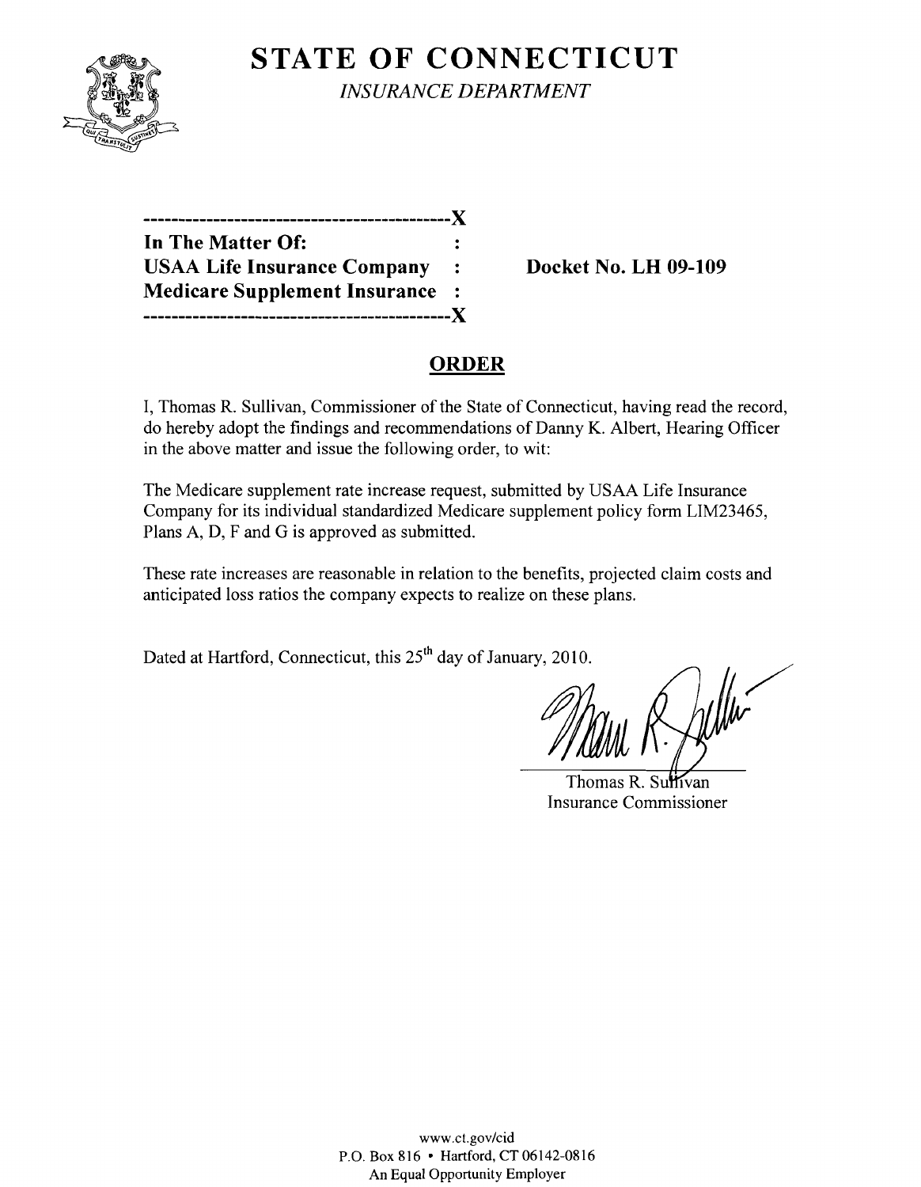# STATE OF CONNECTICUT

*INSURANCE DEPARTMENT*

---------------------------------------------X
**In The Matter Of:** :
**USAA Life Insurance Company** : **Docket No. LH 09-109**
**Medicare Supplement Insurance** :
---------------------------------------------X

## ORDER

I, Thomas R. Sullivan, Commissioner of the State of Connecticut, having read the record, do hereby adopt the findings and recommendations of Danny K. Albert, Hearing Officer in the above matter and issue the following order, to wit:

The Medicare supplement rate increase request, submitted by USAA Life Insurance Company for its individual standardized Medicare supplement policy form LIM23465, Plans A, D, F and G is approved as submitted.

These rate increases are reasonable in relation to the benefits, projected claim costs and anticipated loss ratios the company expects to realize on these plans.

Dated at Hartford, Connecticut, this 25th day of January, 2010.

Thomas R. Sullivan
Insurance Commissioner

www.ct.gov/cid
P.O. Box 816 • Hartford, CT 06142-0816
An Equal Opportunity Employer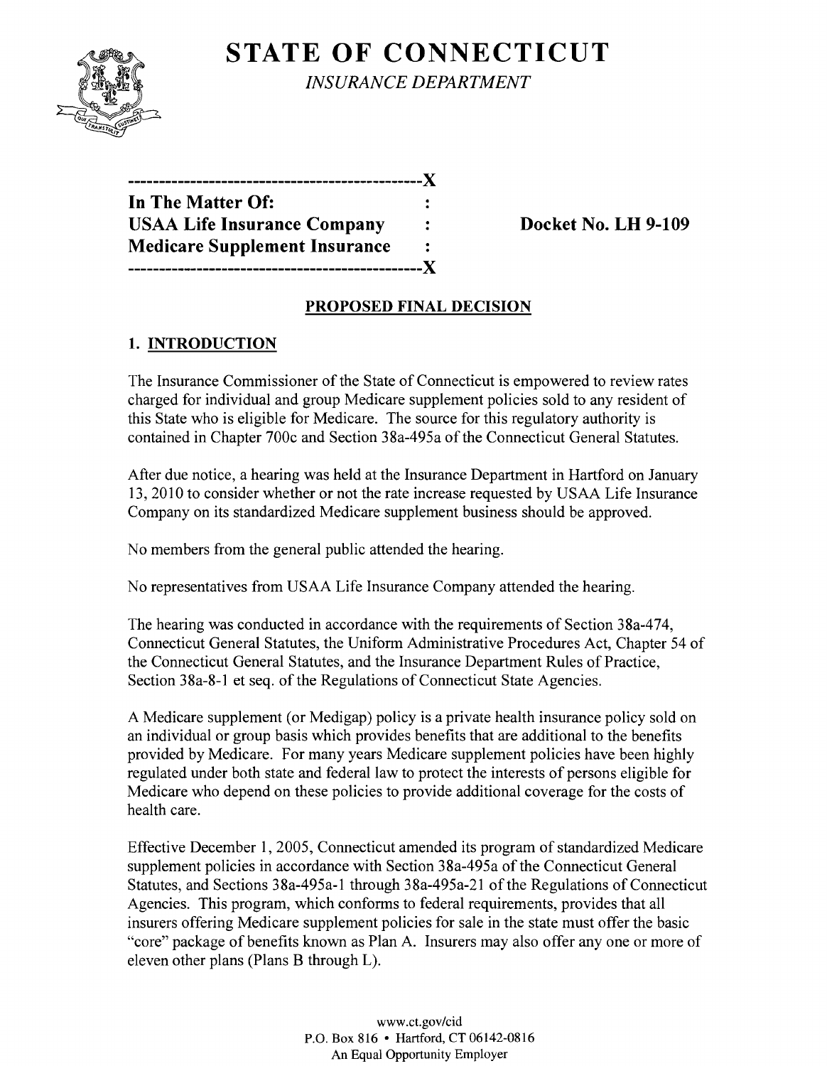# STATE OF CONNECTICUT

*INSURANCE DEPARTMENT*

```
-----------------------------------------------X
In The Matter Of:                              :
USAA Life Insurance Company                    :      Docket No. LH 9-109
Medicare Supplement Insurance                  :
-----------------------------------------------X
```

## PROPOSED FINAL DECISION

### 1. INTRODUCTION

The Insurance Commissioner of the State of Connecticut is empowered to review rates charged for individual and group Medicare supplement policies sold to any resident of this State who is eligible for Medicare. The source for this regulatory authority is contained in Chapter 700c and Section 38a-495a of the Connecticut General Statutes.

After due notice, a hearing was held at the Insurance Department in Hartford on January 13, 2010 to consider whether or not the rate increase requested by USAA Life Insurance Company on its standardized Medicare supplement business should be approved.

No members from the general public attended the hearing.

No representatives from USAA Life Insurance Company attended the hearing.

The hearing was conducted in accordance with the requirements of Section 38a-474, Connecticut General Statutes, the Uniform Administrative Procedures Act, Chapter 54 of the Connecticut General Statutes, and the Insurance Department Rules of Practice, Section 38a-8-1 et seq. of the Regulations of Connecticut State Agencies.

A Medicare supplement (or Medigap) policy is a private health insurance policy sold on an individual or group basis which provides benefits that are additional to the benefits provided by Medicare. For many years Medicare supplement policies have been highly regulated under both state and federal law to protect the interests of persons eligible for Medicare who depend on these policies to provide additional coverage for the costs of health care.

Effective December 1, 2005, Connecticut amended its program of standardized Medicare supplement policies in accordance with Section 38a-495a of the Connecticut General Statutes, and Sections 38a-495a-1 through 38a-495a-21 of the Regulations of Connecticut Agencies. This program, which conforms to federal requirements, provides that all insurers offering Medicare supplement policies for sale in the state must offer the basic "core" package of benefits known as Plan A. Insurers may also offer any one or more of eleven other plans (Plans B through L).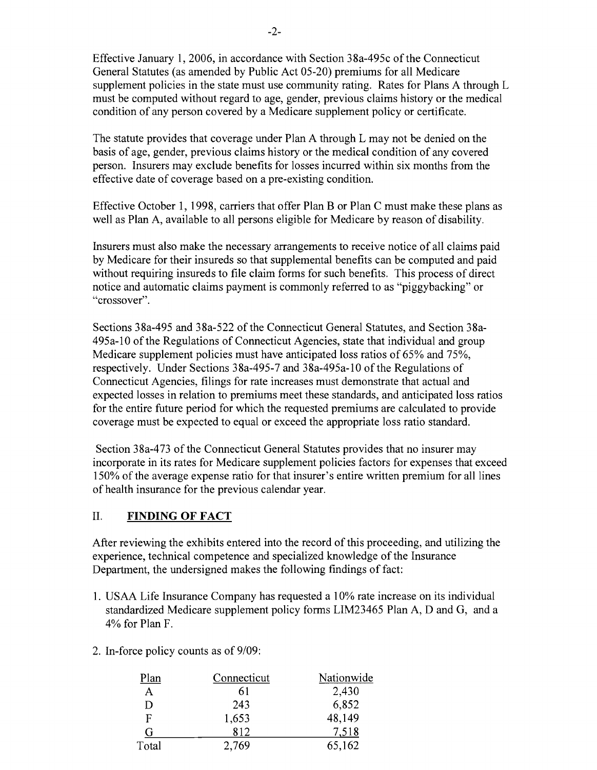Effective January 1, 2006, in accordance with Section 38a-495c of the Connecticut General Statutes (as amended by Public Act 05-20) premiums for all Medicare supplement policies in the state must use community rating. Rates for Plans A through L must be computed without regard to age, gender, previous claims history or the medical condition of any person covered by a Medicare supplement policy or certificate.

The statute provides that coverage under Plan A through L may not be denied on the basis of age, gender, previous claims history or the medical condition of any covered person. Insurers may exclude benefits for losses incurred within six months from the effective date of coverage based on a pre-existing condition.

Effective October 1, 1998, carriers that offer Plan B or Plan C must make these plans as well as Plan A, available to all persons eligible for Medicare by reason of disability.

Insurers must also make the necessary arrangements to receive notice of all claims paid by Medicare for their insureds so that supplemental benefits can be computed and paid without requiring insureds to file claim forms for such benefits. This process of direct notice and automatic claims payment is commonly referred to as "piggybacking" or "crossover".

Sections 38a-495 and 38a-522 of the Connecticut General Statutes, and Section 38a-495a-10 of the Regulations of Connecticut Agencies, state that individual and group Medicare supplement policies must have anticipated loss ratios of 65% and 75%, respectively. Under Sections 38a-495-7 and 38a-495a-10 of the Regulations of Connecticut Agencies, filings for rate increases must demonstrate that actual and expected losses in relation to premiums meet these standards, and anticipated loss ratios for the entire future period for which the requested premiums are calculated to provide coverage must be expected to equal or exceed the appropriate loss ratio standard.

Section 38a-473 of the Connecticut General Statutes provides that no insurer may incorporate in its rates for Medicare supplement policies factors for expenses that exceed 150% of the average expense ratio for that insurer's entire written premium for all lines of health insurance for the previous calendar year.

## II. FINDING OF FACT

After reviewing the exhibits entered into the record of this proceeding, and utilizing the experience, technical competence and specialized knowledge of the Insurance Department, the undersigned makes the following findings of fact:

1. USAA Life Insurance Company has requested a 10% rate increase on its individual standardized Medicare supplement policy forms LIM23465 Plan A, D and G, and a 4% for Plan F.

2. In-force policy counts as of 9/09:

| Plan | Connecticut | Nationwide |
|---|---|---|
| A | 61 | 2,430 |
| D | 243 | 6,852 |
| F | 1,653 | 48,149 |
| G | 812 | 7,518 |
| Total | 2,769 | 65,162 |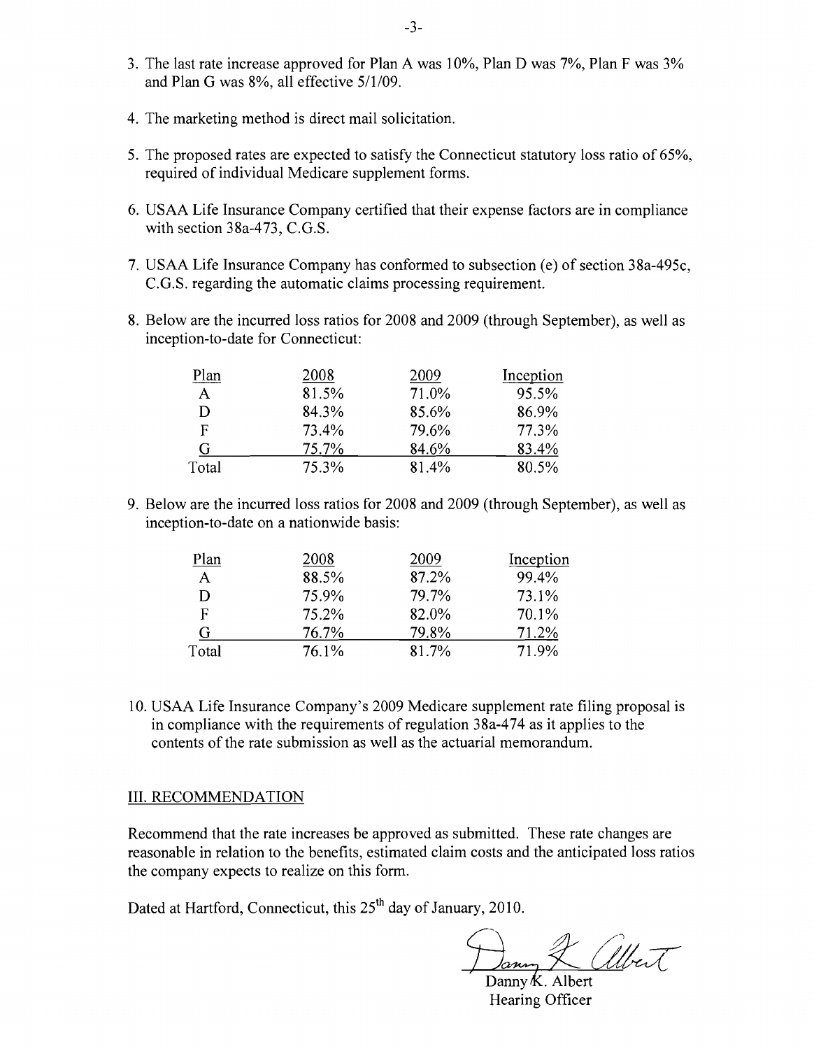3. The last rate increase approved for Plan A was 10%, Plan D was 7%, Plan F was 3% and Plan G was 8%, all effective 5/1/09.

4. The marketing method is direct mail solicitation.

5. The proposed rates are expected to satisfy the Connecticut statutory loss ratio of 65%, required of individual Medicare supplement forms.

6. USAA Life Insurance Company certified that their expense factors are in compliance with section 38a-473, C.G.S.

7. USAA Life Insurance Company has conformed to subsection (e) of section 38a-495c, C.G.S. regarding the automatic claims processing requirement.

8. Below are the incurred loss ratios for 2008 and 2009 (through September), as well as inception-to-date for Connecticut:

| Plan | 2008 | 2009 | Inception |
|---|---|---|---|
| A | 81.5% | 71.0% | 95.5% |
| D | 84.3% | 85.6% | 86.9% |
| F | 73.4% | 79.6% | 77.3% |
| G | 75.7% | 84.6% | 83.4% |
| Total | 75.3% | 81.4% | 80.5% |

9. Below are the incurred loss ratios for 2008 and 2009 (through September), as well as inception-to-date on a nationwide basis:

| Plan | 2008 | 2009 | Inception |
|---|---|---|---|
| A | 88.5% | 87.2% | 99.4% |
| D | 75.9% | 79.7% | 73.1% |
| F | 75.2% | 82.0% | 70.1% |
| G | 76.7% | 79.8% | 71.2% |
| Total | 76.1% | 81.7% | 71.9% |

10. USAA Life Insurance Company's 2009 Medicare supplement rate filing proposal is in compliance with the requirements of regulation 38a-474 as it applies to the contents of the rate submission as well as the actuarial memorandum.

## III. RECOMMENDATION

Recommend that the rate increases be approved as submitted. These rate changes are reasonable in relation to the benefits, estimated claim costs and the anticipated loss ratios the company expects to realize on this form.

Dated at Hartford, Connecticut, this 25th day of January, 2010.

Danny K. Albert
Hearing Officer